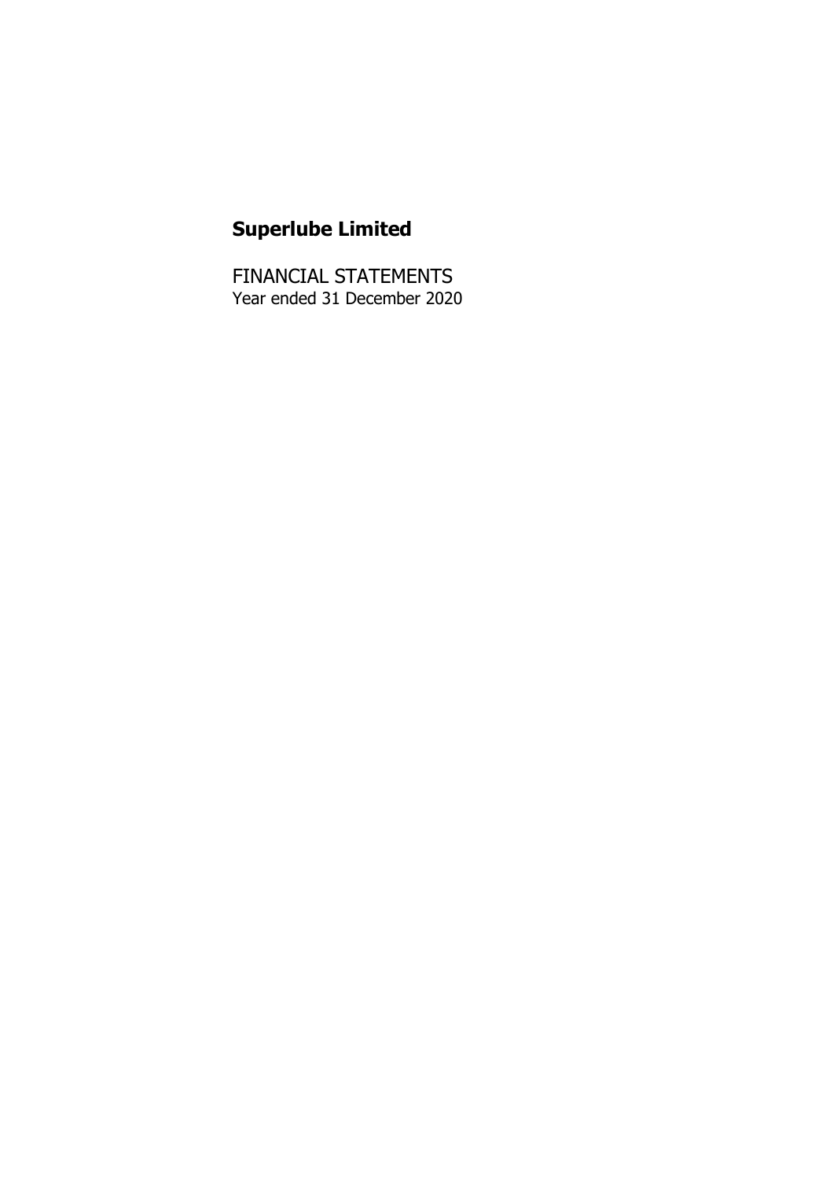# Superlube Limited

FINANCIAL STATEMENTS
Year ended 31 December 2020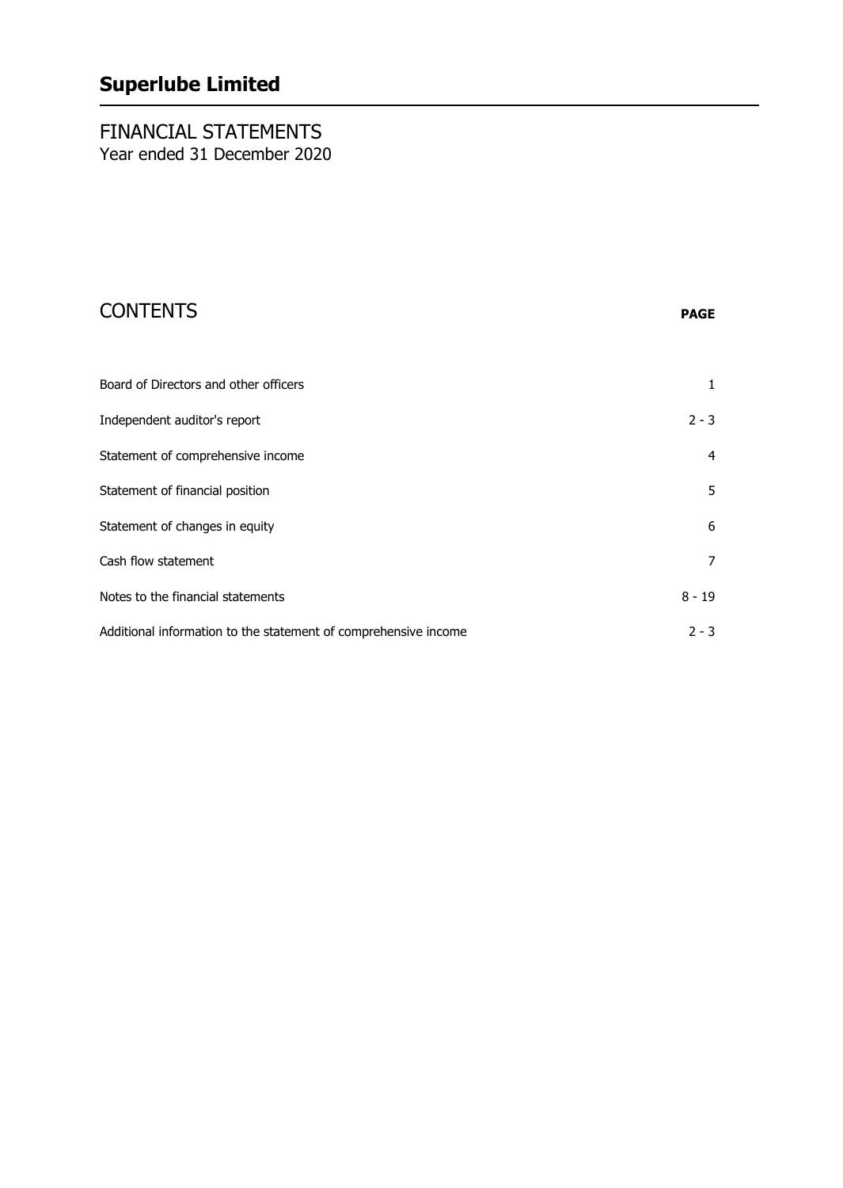# Superlube Limited

## FINANCIAL STATEMENTS
Year ended 31 December 2020

## CONTENTS

| | **PAGE** |
|---|---|
| Board of Directors and other officers | 1 |
| Independent auditor's report | 2 - 3 |
| Statement of comprehensive income | 4 |
| Statement of financial position | 5 |
| Statement of changes in equity | 6 |
| Cash flow statement | 7 |
| Notes to the financial statements | 8 - 19 |
| Additional information to the statement of comprehensive income | 2 - 3 |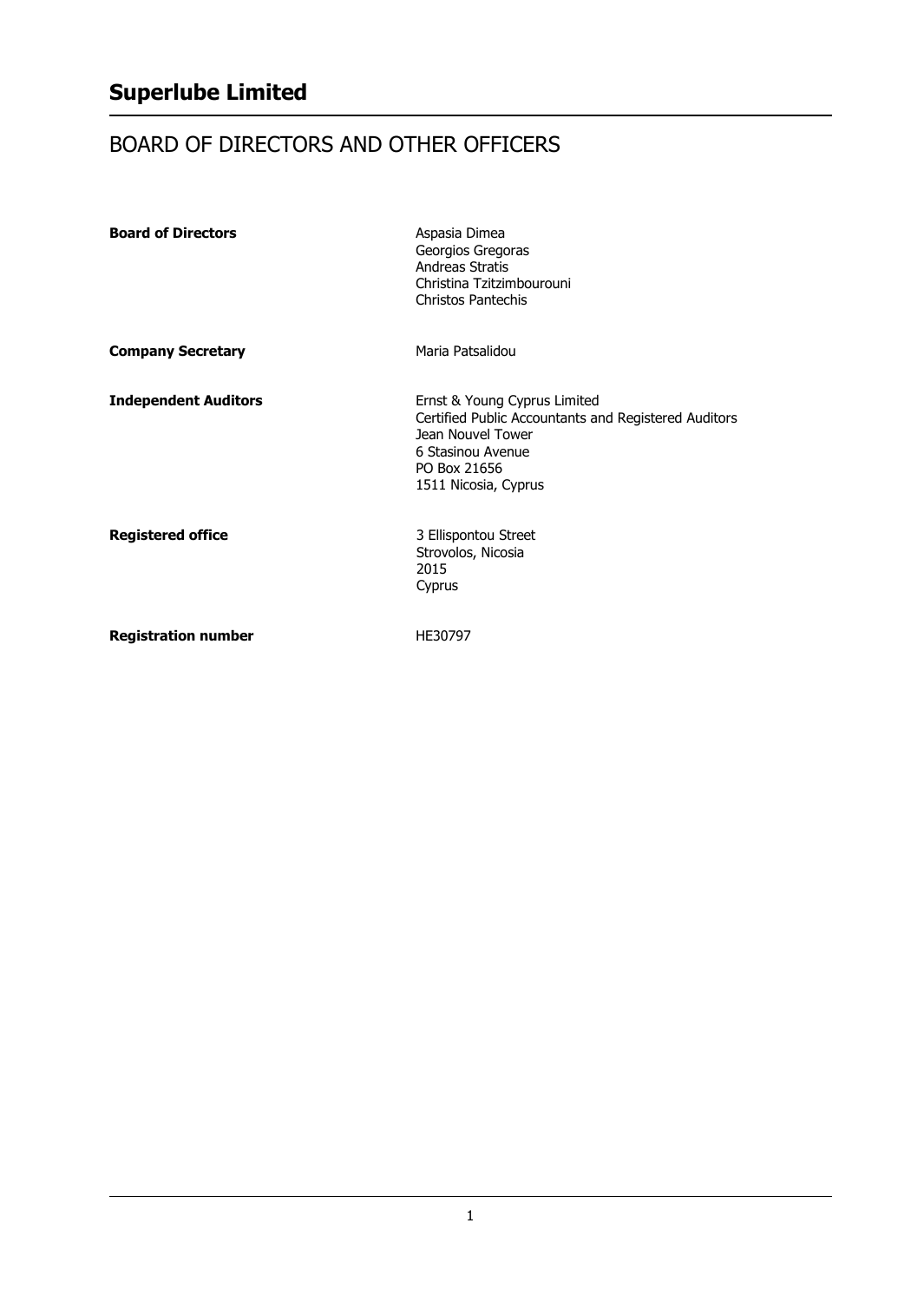# Superlube Limited

## BOARD OF DIRECTORS AND OTHER OFFICERS

| | |
|---|---|
| **Board of Directors** | Aspasia Dimea<br>Georgios Gregoras<br>Andreas Stratis<br>Christina Tzitzimbourouni<br>Christos Pantechis |
| **Company Secretary** | Maria Patsalidou |
| **Independent Auditors** | Ernst & Young Cyprus Limited<br>Certified Public Accountants and Registered Auditors<br>Jean Nouvel Tower<br>6 Stasinou Avenue<br>PO Box 21656<br>1511 Nicosia, Cyprus |
| **Registered office** | 3 Ellispontou Street<br>Strovolos, Nicosia<br>2015<br>Cyprus |
| **Registration number** | HE30797 |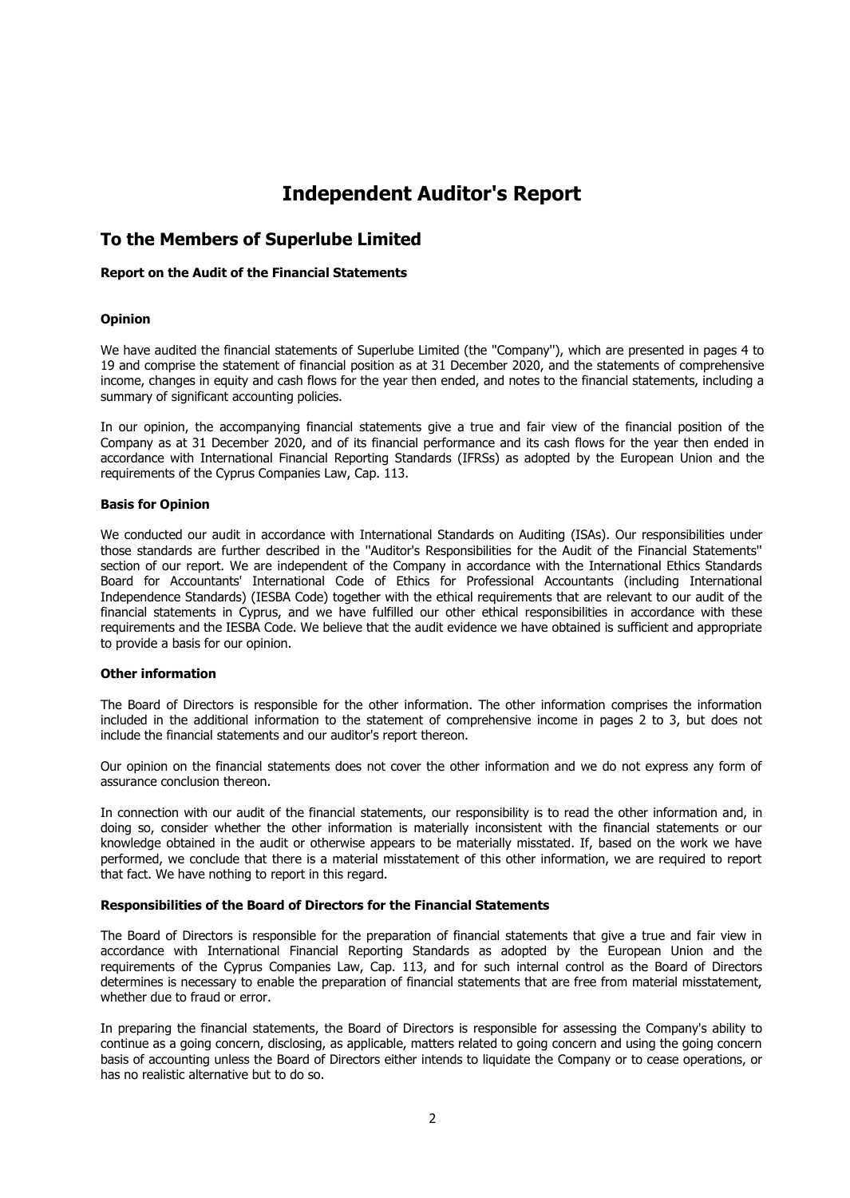# Independent Auditor's Report

## To the Members of Superlube Limited

**Report on the Audit of the Financial Statements**

**Opinion**

We have audited the financial statements of Superlube Limited (the ''Company''), which are presented in pages 4 to 19 and comprise the statement of financial position as at 31 December 2020, and the statements of comprehensive income, changes in equity and cash flows for the year then ended, and notes to the financial statements, including a summary of significant accounting policies.

In our opinion, the accompanying financial statements give a true and fair view of the financial position of the Company as at 31 December 2020, and of its financial performance and its cash flows for the year then ended in accordance with International Financial Reporting Standards (IFRSs) as adopted by the European Union and the requirements of the Cyprus Companies Law, Cap. 113.

**Basis for Opinion**

We conducted our audit in accordance with International Standards on Auditing (ISAs). Our responsibilities under those standards are further described in the ''Auditor's Responsibilities for the Audit of the Financial Statements'' section of our report. We are independent of the Company in accordance with the International Ethics Standards Board for Accountants' International Code of Ethics for Professional Accountants (including International Independence Standards) (IESBA Code) together with the ethical requirements that are relevant to our audit of the financial statements in Cyprus, and we have fulfilled our other ethical responsibilities in accordance with these requirements and the IESBA Code. We believe that the audit evidence we have obtained is sufficient and appropriate to provide a basis for our opinion.

**Other information**

The Board of Directors is responsible for the other information. The other information comprises the information included in the additional information to the statement of comprehensive income in pages 2 to 3, but does not include the financial statements and our auditor's report thereon.

Our opinion on the financial statements does not cover the other information and we do not express any form of assurance conclusion thereon.

In connection with our audit of the financial statements, our responsibility is to read the other information and, in doing so, consider whether the other information is materially inconsistent with the financial statements or our knowledge obtained in the audit or otherwise appears to be materially misstated. If, based on the work we have performed, we conclude that there is a material misstatement of this other information, we are required to report that fact. We have nothing to report in this regard.

**Responsibilities of the Board of Directors for the Financial Statements**

The Board of Directors is responsible for the preparation of financial statements that give a true and fair view in accordance with International Financial Reporting Standards as adopted by the European Union and the requirements of the Cyprus Companies Law, Cap. 113, and for such internal control as the Board of Directors determines is necessary to enable the preparation of financial statements that are free from material misstatement, whether due to fraud or error.

In preparing the financial statements, the Board of Directors is responsible for assessing the Company's ability to continue as a going concern, disclosing, as applicable, matters related to going concern and using the going concern basis of accounting unless the Board of Directors either intends to liquidate the Company or to cease operations, or has no realistic alternative but to do so.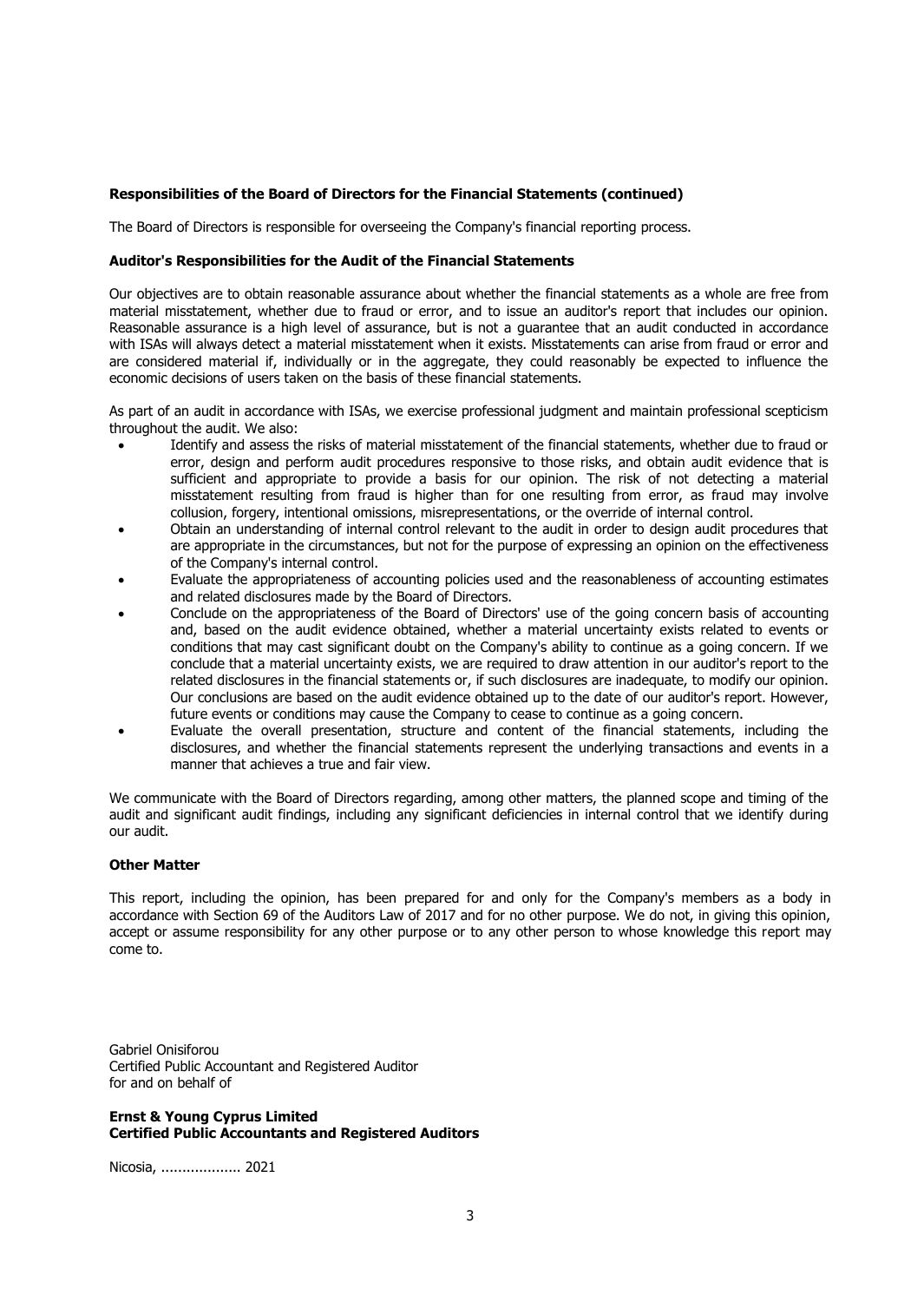**Responsibilities of the Board of Directors for the Financial Statements (continued)**

The Board of Directors is responsible for overseeing the Company's financial reporting process.

**Auditor's Responsibilities for the Audit of the Financial Statements**

Our objectives are to obtain reasonable assurance about whether the financial statements as a whole are free from material misstatement, whether due to fraud or error, and to issue an auditor's report that includes our opinion. Reasonable assurance is a high level of assurance, but is not a guarantee that an audit conducted in accordance with ISAs will always detect a material misstatement when it exists. Misstatements can arise from fraud or error and are considered material if, individually or in the aggregate, they could reasonably be expected to influence the economic decisions of users taken on the basis of these financial statements.

As part of an audit in accordance with ISAs, we exercise professional judgment and maintain professional scepticism throughout the audit. We also:

- Identify and assess the risks of material misstatement of the financial statements, whether due to fraud or error, design and perform audit procedures responsive to those risks, and obtain audit evidence that is sufficient and appropriate to provide a basis for our opinion. The risk of not detecting a material misstatement resulting from fraud is higher than for one resulting from error, as fraud may involve collusion, forgery, intentional omissions, misrepresentations, or the override of internal control.
- Obtain an understanding of internal control relevant to the audit in order to design audit procedures that are appropriate in the circumstances, but not for the purpose of expressing an opinion on the effectiveness of the Company's internal control.
- Evaluate the appropriateness of accounting policies used and the reasonableness of accounting estimates and related disclosures made by the Board of Directors.
- Conclude on the appropriateness of the Board of Directors' use of the going concern basis of accounting and, based on the audit evidence obtained, whether a material uncertainty exists related to events or conditions that may cast significant doubt on the Company's ability to continue as a going concern. If we conclude that a material uncertainty exists, we are required to draw attention in our auditor's report to the related disclosures in the financial statements or, if such disclosures are inadequate, to modify our opinion. Our conclusions are based on the audit evidence obtained up to the date of our auditor's report. However, future events or conditions may cause the Company to cease to continue as a going concern.
- Evaluate the overall presentation, structure and content of the financial statements, including the disclosures, and whether the financial statements represent the underlying transactions and events in a manner that achieves a true and fair view.

We communicate with the Board of Directors regarding, among other matters, the planned scope and timing of the audit and significant audit findings, including any significant deficiencies in internal control that we identify during our audit.

**Other Matter**

This report, including the opinion, has been prepared for and only for the Company's members as a body in accordance with Section 69 of the Auditors Law of 2017 and for no other purpose. We do not, in giving this opinion, accept or assume responsibility for any other purpose or to any other person to whose knowledge this report may come to.

Gabriel Onisiforou
Certified Public Accountant and Registered Auditor
for and on behalf of

**Ernst & Young Cyprus Limited**
**Certified Public Accountants and Registered Auditors**

Nicosia, .................. 2021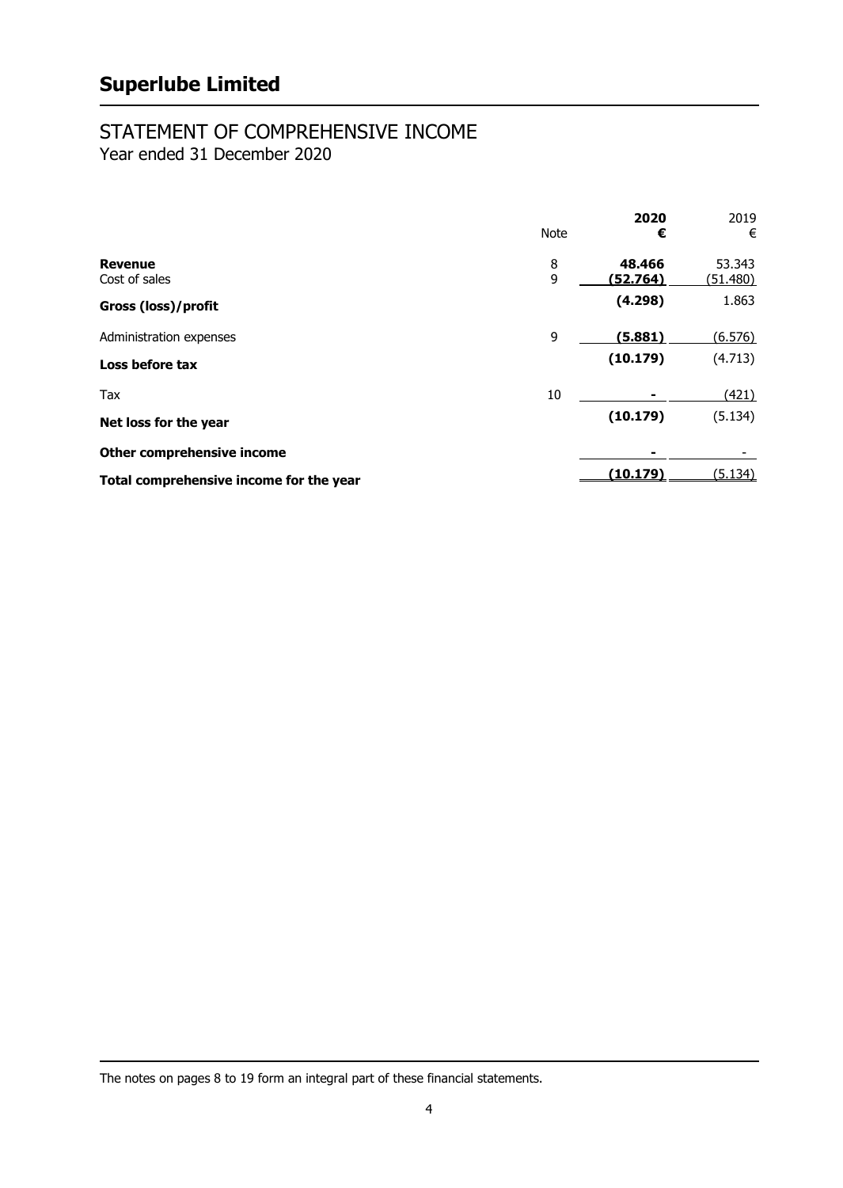# Superlube Limited

## STATEMENT OF COMPREHENSIVE INCOME

Year ended 31 December 2020

| | Note | **2020** **€** | 2019 € |
|---|---|---|---|
| **Revenue** | 8 | **48.466** | 53.343 |
| Cost of sales | 9 | **(52.764)** | (51.480) |
| **Gross (loss)/profit** | | **(4.298)** | 1.863 |
| Administration expenses | 9 | **(5.881)** | (6.576) |
| **Loss before tax** | | **(10.179)** | (4.713) |
| Tax | 10 | **-** | (421) |
| **Net loss for the year** | | **(10.179)** | (5.134) |
| **Other comprehensive income** | | **-** | - |
| **Total comprehensive income for the year** | | **(10.179)** | (5.134) |

The notes on pages 8 to 19 form an integral part of these financial statements.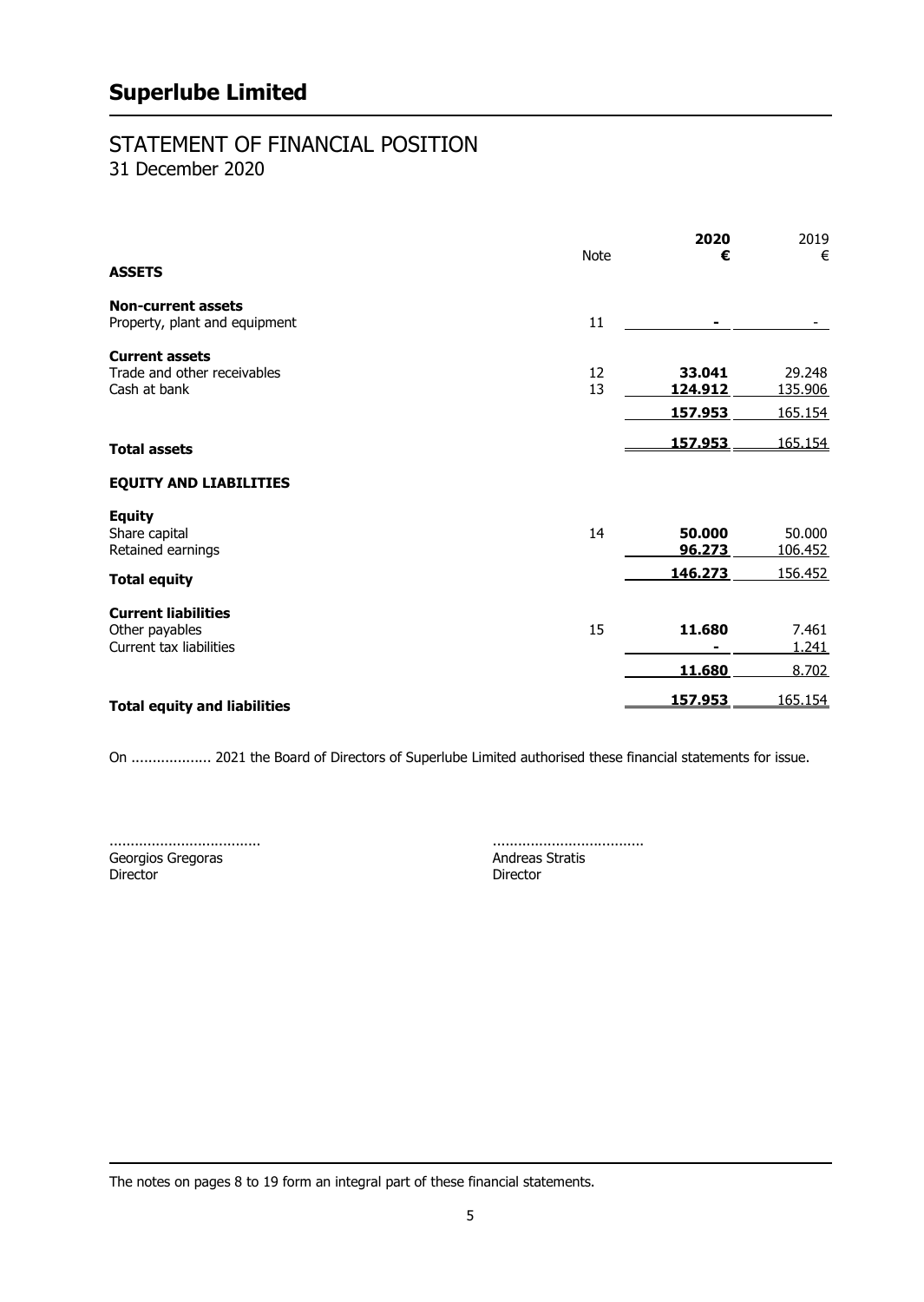# Superlube Limited

## STATEMENT OF FINANCIAL POSITION
31 December 2020

| | Note | **2020 €** | 2019 € |
|---|---|---|---|
| **ASSETS** | | | |
| **Non-current assets** | | | |
| Property, plant and equipment | 11 | **-** | - |
| **Current assets** | | | |
| Trade and other receivables | 12 | **33.041** | 29.248 |
| Cash at bank | 13 | **124.912** | 135.906 |
| | | **157.953** | 165.154 |
| **Total assets** | | **157.953** | 165.154 |
| **EQUITY AND LIABILITIES** | | | |
| **Equity** | | | |
| Share capital | 14 | **50.000** | 50.000 |
| Retained earnings | | **96.273** | 106.452 |
| **Total equity** | | **146.273** | 156.452 |
| **Current liabilities** | | | |
| Other payables | 15 | **11.680** | 7.461 |
| Current tax liabilities | | **-** | 1.241 |
| | | **11.680** | 8.702 |
| **Total equity and liabilities** | | **157.953** | 165.154 |

On .................. 2021 the Board of Directors of Superlube Limited authorised these financial statements for issue.

| | |
|---|---|
| ................................... | ................................... |
| Georgios Gregoras | Andreas Stratis |
| Director | Director |

The notes on pages 8 to 19 form an integral part of these financial statements.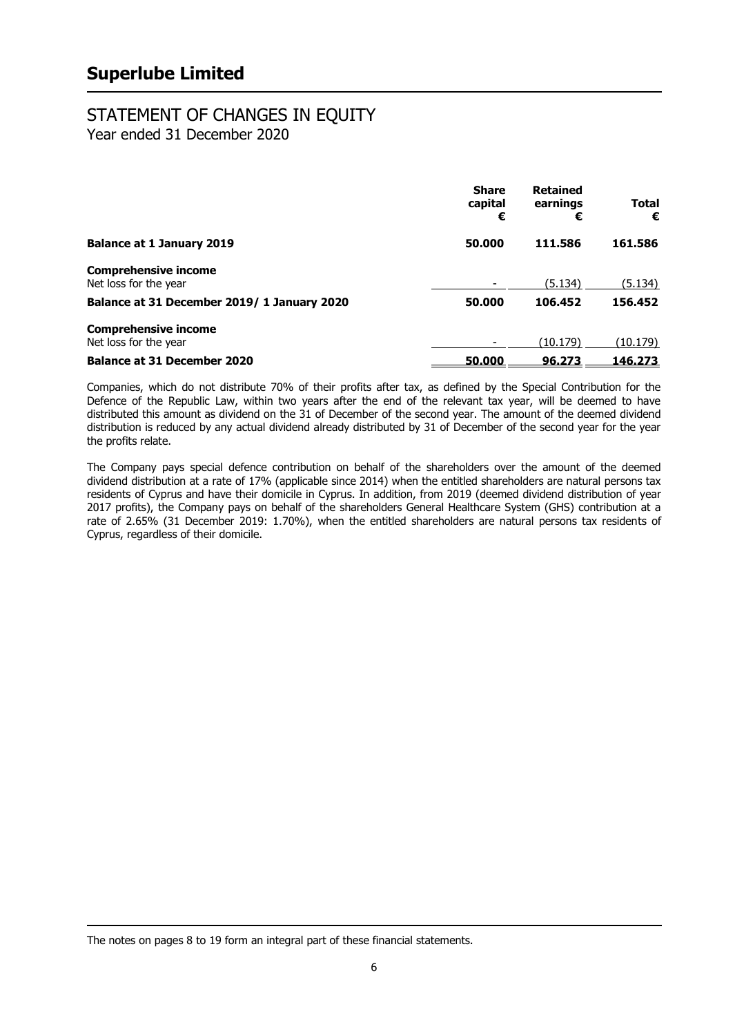# Superlube Limited

## STATEMENT OF CHANGES IN EQUITY

Year ended 31 December 2020

| | Share capital € | Retained earnings € | Total € |
|---|---|---|---|
| **Balance at 1 January 2019** | **50.000** | **111.586** | **161.586** |
| **Comprehensive income** | | | |
| Net loss for the year | - | (5.134) | (5.134) |
| **Balance at 31 December 2019/ 1 January 2020** | **50.000** | **106.452** | **156.452** |
| **Comprehensive income** | | | |
| Net loss for the year | - | (10.179) | (10.179) |
| **Balance at 31 December 2020** | **50.000** | **96.273** | **146.273** |

Companies, which do not distribute 70% of their profits after tax, as defined by the Special Contribution for the Defence of the Republic Law, within two years after the end of the relevant tax year, will be deemed to have distributed this amount as dividend on the 31 of December of the second year. The amount of the deemed dividend distribution is reduced by any actual dividend already distributed by 31 of December of the second year for the year the profits relate.

The Company pays special defence contribution on behalf of the shareholders over the amount of the deemed dividend distribution at a rate of 17% (applicable since 2014) when the entitled shareholders are natural persons tax residents of Cyprus and have their domicile in Cyprus. In addition, from 2019 (deemed dividend distribution of year 2017 profits), the Company pays on behalf of the shareholders General Healthcare System (GHS) contribution at a rate of 2.65% (31 December 2019: 1.70%), when the entitled shareholders are natural persons tax residents of Cyprus, regardless of their domicile.

The notes on pages 8 to 19 form an integral part of these financial statements.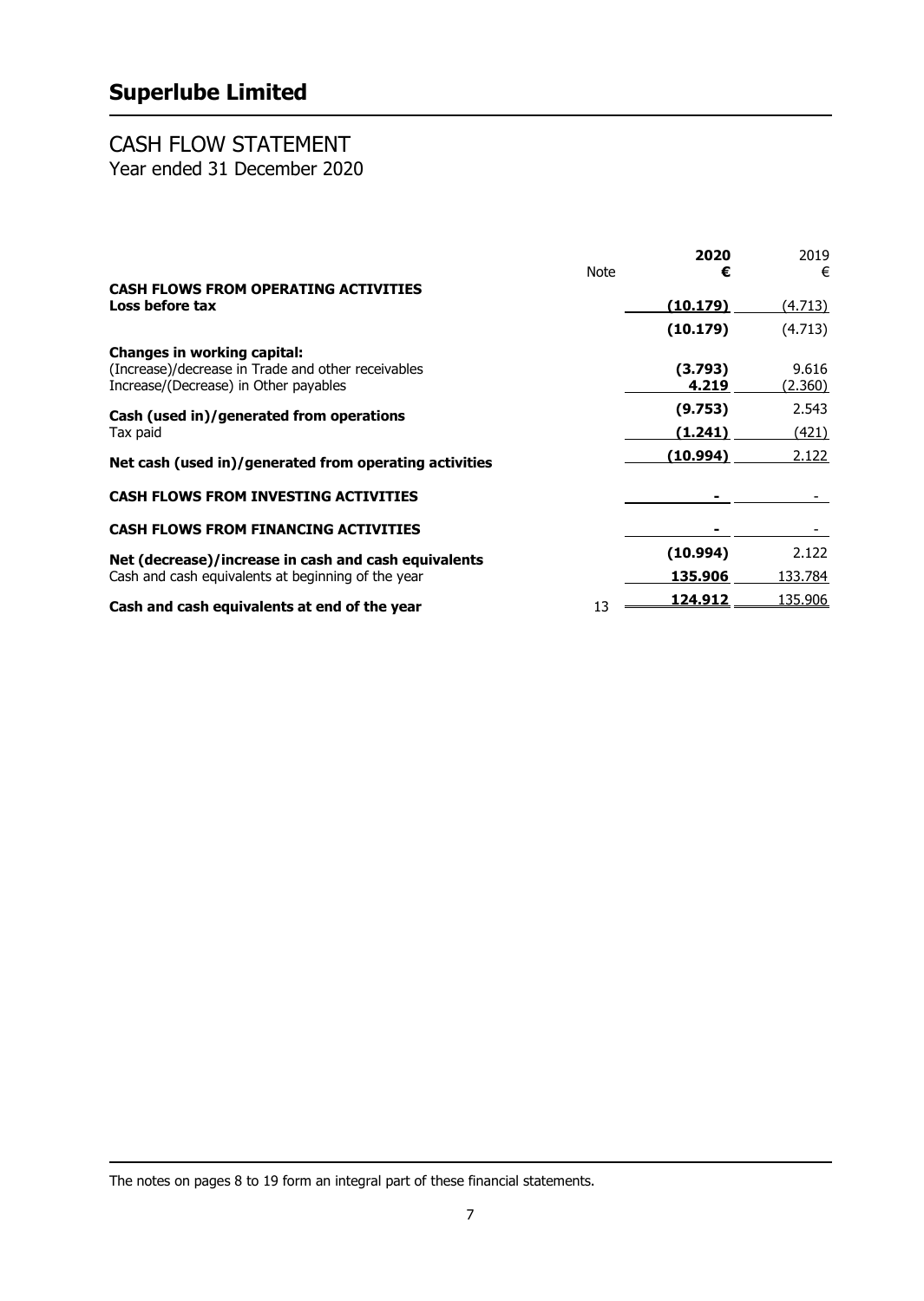# Superlube Limited

## CASH FLOW STATEMENT

Year ended 31 December 2020

| | Note | **2020 €** | 2019 € |
|---|---|---|---|
| **CASH FLOWS FROM OPERATING ACTIVITIES** | | | |
| **Loss before tax** | | **(10.179)** | (4.713) |
| | | **(10.179)** | (4.713) |
| **Changes in working capital:** | | | |
| (Increase)/decrease in Trade and other receivables | | **(3.793)** | 9.616 |
| Increase/(Decrease) in Other payables | | **4.219** | (2.360) |
| **Cash (used in)/generated from operations** | | **(9.753)** | 2.543 |
| Tax paid | | **(1.241)** | (421) |
| **Net cash (used in)/generated from operating activities** | | **(10.994)** | 2.122 |
| **CASH FLOWS FROM INVESTING ACTIVITIES** | | **-** | - |
| **CASH FLOWS FROM FINANCING ACTIVITIES** | | **-** | - |
| **Net (decrease)/increase in cash and cash equivalents** | | **(10.994)** | 2.122 |
| Cash and cash equivalents at beginning of the year | | **135.906** | 133.784 |
| **Cash and cash equivalents at end of the year** | 13 | **124.912** | 135.906 |

The notes on pages 8 to 19 form an integral part of these financial statements.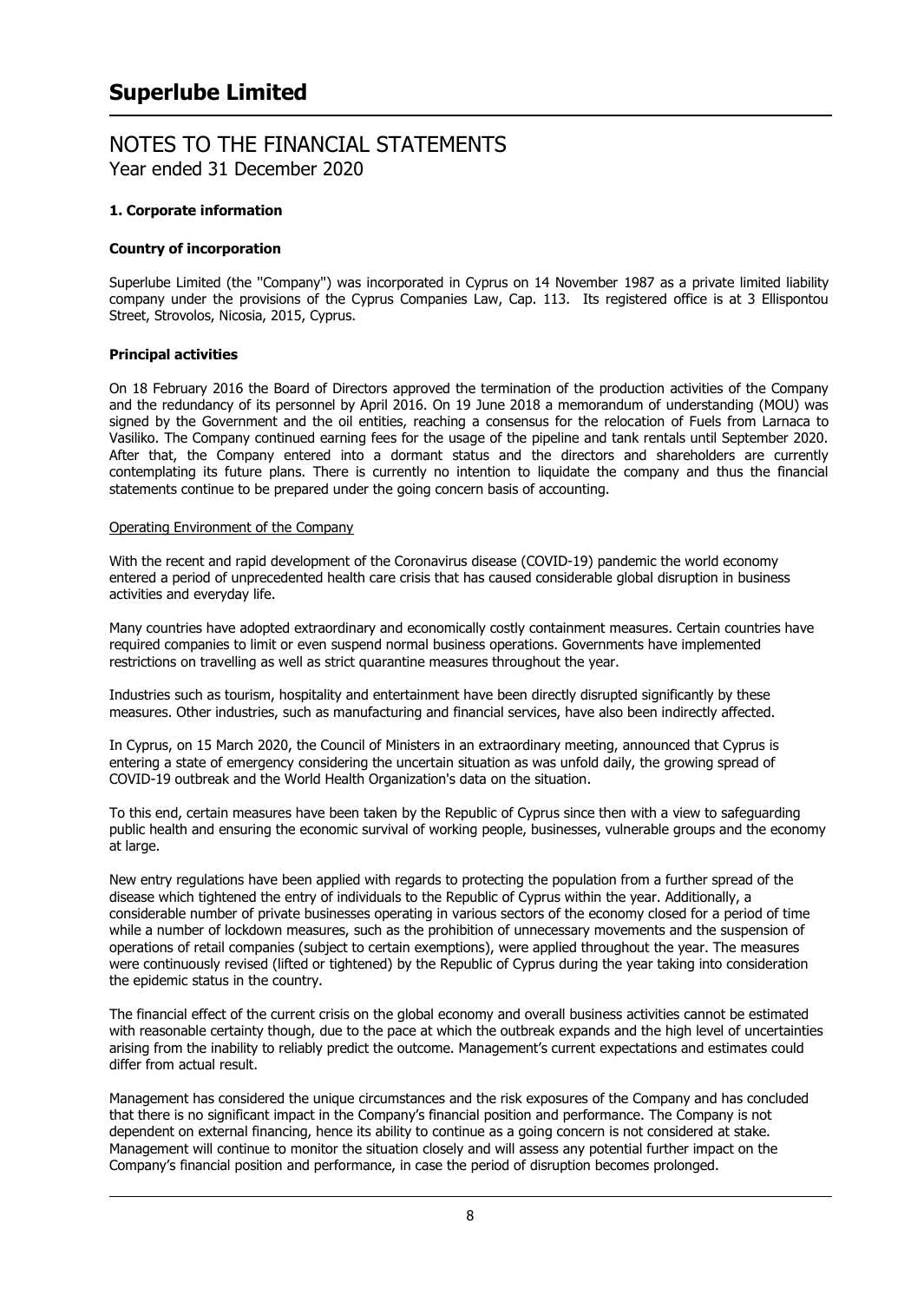# Superlube Limited

## NOTES TO THE FINANCIAL STATEMENTS
Year ended 31 December 2020

### 1. Corporate information

#### Country of incorporation

Superlube Limited (the "Company") was incorporated in Cyprus on 14 November 1987 as a private limited liability company under the provisions of the Cyprus Companies Law, Cap. 113. Its registered office is at 3 Ellispontou Street, Strovolos, Nicosia, 2015, Cyprus.

#### Principal activities

On 18 February 2016 the Board of Directors approved the termination of the production activities of the Company and the redundancy of its personnel by April 2016. On 19 June 2018 a memorandum of understanding (MOU) was signed by the Government and the oil entities, reaching a consensus for the relocation of Fuels from Larnaca to Vasiliko. The Company continued earning fees for the usage of the pipeline and tank rentals until September 2020. After that, the Company entered into a dormant status and the directors and shareholders are currently contemplating its future plans. There is currently no intention to liquidate the company and thus the financial statements continue to be prepared under the going concern basis of accounting.

Operating Environment of the Company

With the recent and rapid development of the Coronavirus disease (COVID-19) pandemic the world economy entered a period of unprecedented health care crisis that has caused considerable global disruption in business activities and everyday life.

Many countries have adopted extraordinary and economically costly containment measures. Certain countries have required companies to limit or even suspend normal business operations. Governments have implemented restrictions on travelling as well as strict quarantine measures throughout the year.

Industries such as tourism, hospitality and entertainment have been directly disrupted significantly by these measures. Other industries, such as manufacturing and financial services, have also been indirectly affected.

In Cyprus, on 15 March 2020, the Council of Ministers in an extraordinary meeting, announced that Cyprus is entering a state of emergency considering the uncertain situation as was unfold daily, the growing spread of COVID-19 outbreak and the World Health Organization's data on the situation.

To this end, certain measures have been taken by the Republic of Cyprus since then with a view to safeguarding public health and ensuring the economic survival of working people, businesses, vulnerable groups and the economy at large.

New entry regulations have been applied with regards to protecting the population from a further spread of the disease which tightened the entry of individuals to the Republic of Cyprus within the year. Additionally, a considerable number of private businesses operating in various sectors of the economy closed for a period of time while a number of lockdown measures, such as the prohibition of unnecessary movements and the suspension of operations of retail companies (subject to certain exemptions), were applied throughout the year. The measures were continuously revised (lifted or tightened) by the Republic of Cyprus during the year taking into consideration the epidemic status in the country.

The financial effect of the current crisis on the global economy and overall business activities cannot be estimated with reasonable certainty though, due to the pace at which the outbreak expands and the high level of uncertainties arising from the inability to reliably predict the outcome. Management's current expectations and estimates could differ from actual result.

Management has considered the unique circumstances and the risk exposures of the Company and has concluded that there is no significant impact in the Company's financial position and performance. The Company is not dependent on external financing, hence its ability to continue as a going concern is not considered at stake. Management will continue to monitor the situation closely and will assess any potential further impact on the Company's financial position and performance, in case the period of disruption becomes prolonged.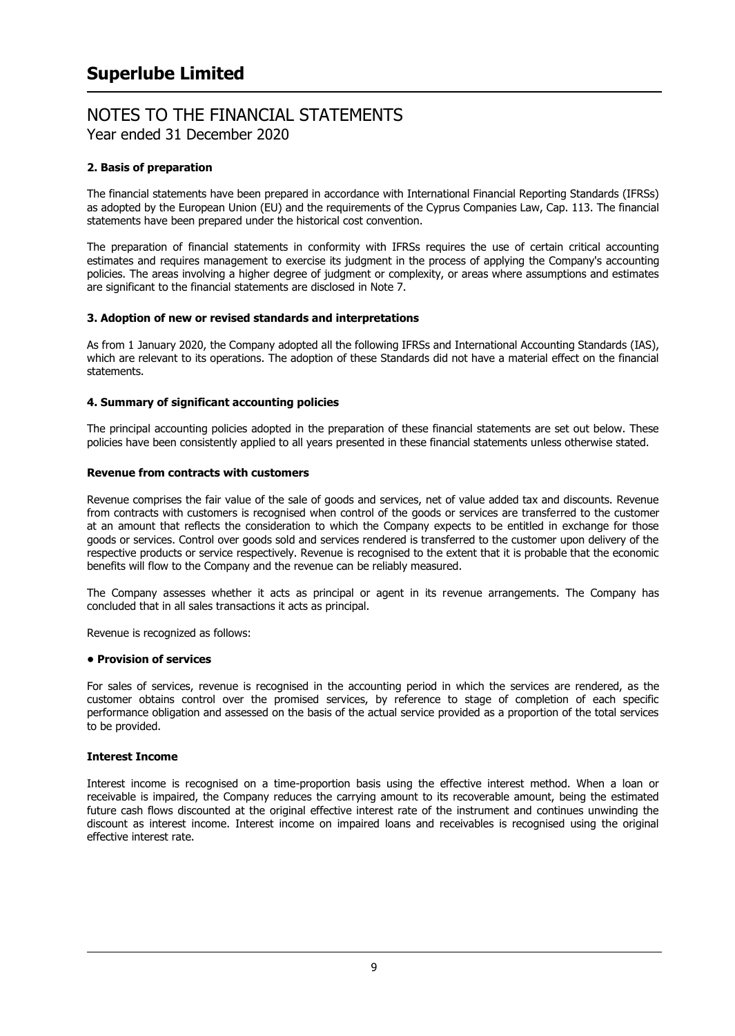## 2. Basis of preparation

The financial statements have been prepared in accordance with International Financial Reporting Standards (IFRSs) as adopted by the European Union (EU) and the requirements of the Cyprus Companies Law, Cap. 113. The financial statements have been prepared under the historical cost convention.

The preparation of financial statements in conformity with IFRSs requires the use of certain critical accounting estimates and requires management to exercise its judgment in the process of applying the Company's accounting policies. The areas involving a higher degree of judgment or complexity, or areas where assumptions and estimates are significant to the financial statements are disclosed in Note 7.

## 3. Adoption of new or revised standards and interpretations

As from 1 January 2020, the Company adopted all the following IFRSs and International Accounting Standards (IAS), which are relevant to its operations. The adoption of these Standards did not have a material effect on the financial statements.

## 4. Summary of significant accounting policies

The principal accounting policies adopted in the preparation of these financial statements are set out below. These policies have been consistently applied to all years presented in these financial statements unless otherwise stated.

### Revenue from contracts with customers

Revenue comprises the fair value of the sale of goods and services, net of value added tax and discounts. Revenue from contracts with customers is recognised when control of the goods or services are transferred to the customer at an amount that reflects the consideration to which the Company expects to be entitled in exchange for those goods or services. Control over goods sold and services rendered is transferred to the customer upon delivery of the respective products or service respectively. Revenue is recognised to the extent that it is probable that the economic benefits will flow to the Company and the revenue can be reliably measured.

The Company assesses whether it acts as principal or agent in its revenue arrangements. The Company has concluded that in all sales transactions it acts as principal.

Revenue is recognized as follows:

**• Provision of services**

For sales of services, revenue is recognised in the accounting period in which the services are rendered, as the customer obtains control over the promised services, by reference to stage of completion of each specific performance obligation and assessed on the basis of the actual service provided as a proportion of the total services to be provided.

### Interest Income

Interest income is recognised on a time-proportion basis using the effective interest method. When a loan or receivable is impaired, the Company reduces the carrying amount to its recoverable amount, being the estimated future cash flows discounted at the original effective interest rate of the instrument and continues unwinding the discount as interest income. Interest income on impaired loans and receivables is recognised using the original effective interest rate.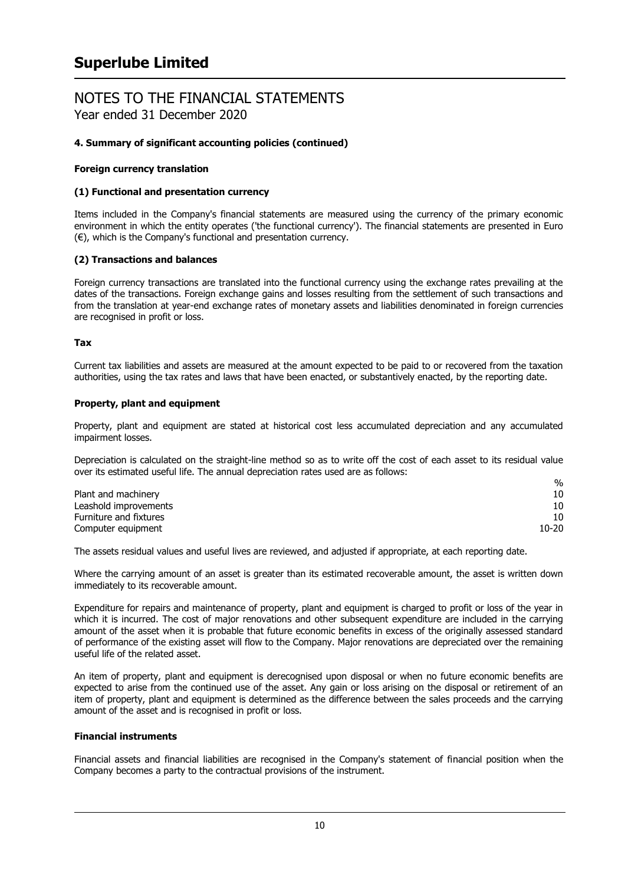# Superlube Limited

## NOTES TO THE FINANCIAL STATEMENTS

Year ended 31 December 2020

### 4. Summary of significant accounting policies (continued)

**Foreign currency translation**

**(1) Functional and presentation currency**

Items included in the Company's financial statements are measured using the currency of the primary economic environment in which the entity operates ('the functional currency'). The financial statements are presented in Euro (€), which is the Company's functional and presentation currency.

**(2) Transactions and balances**

Foreign currency transactions are translated into the functional currency using the exchange rates prevailing at the dates of the transactions. Foreign exchange gains and losses resulting from the settlement of such transactions and from the translation at year-end exchange rates of monetary assets and liabilities denominated in foreign currencies are recognised in profit or loss.

**Tax**

Current tax liabilities and assets are measured at the amount expected to be paid to or recovered from the taxation authorities, using the tax rates and laws that have been enacted, or substantively enacted, by the reporting date.

**Property, plant and equipment**

Property, plant and equipment are stated at historical cost less accumulated depreciation and any accumulated impairment losses.

Depreciation is calculated on the straight-line method so as to write off the cost of each asset to its residual value over its estimated useful life. The annual depreciation rates used are as follows:

| | % |
|---|---|
| Plant and machinery | 10 |
| Leashold improvements | 10 |
| Furniture and fixtures | 10 |
| Computer equipment | 10-20 |

The assets residual values and useful lives are reviewed, and adjusted if appropriate, at each reporting date.

Where the carrying amount of an asset is greater than its estimated recoverable amount, the asset is written down immediately to its recoverable amount.

Expenditure for repairs and maintenance of property, plant and equipment is charged to profit or loss of the year in which it is incurred. The cost of major renovations and other subsequent expenditure are included in the carrying amount of the asset when it is probable that future economic benefits in excess of the originally assessed standard of performance of the existing asset will flow to the Company. Major renovations are depreciated over the remaining useful life of the related asset.

An item of property, plant and equipment is derecognised upon disposal or when no future economic benefits are expected to arise from the continued use of the asset. Any gain or loss arising on the disposal or retirement of an item of property, plant and equipment is determined as the difference between the sales proceeds and the carrying amount of the asset and is recognised in profit or loss.

**Financial instruments**

Financial assets and financial liabilities are recognised in the Company's statement of financial position when the Company becomes a party to the contractual provisions of the instrument.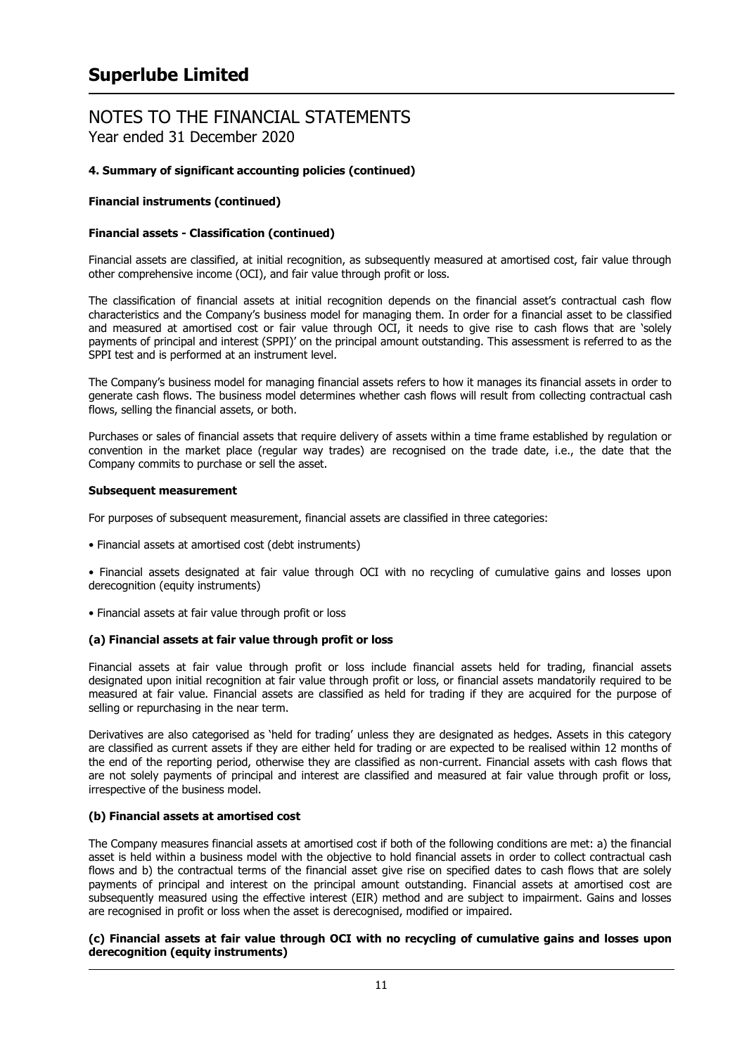#### 4. Summary of significant accounting policies (continued)

**Financial instruments (continued)**

**Financial assets - Classification (continued)**

Financial assets are classified, at initial recognition, as subsequently measured at amortised cost, fair value through other comprehensive income (OCI), and fair value through profit or loss.

The classification of financial assets at initial recognition depends on the financial asset's contractual cash flow characteristics and the Company's business model for managing them. In order for a financial asset to be classified and measured at amortised cost or fair value through OCI, it needs to give rise to cash flows that are 'solely payments of principal and interest (SPPI)' on the principal amount outstanding. This assessment is referred to as the SPPI test and is performed at an instrument level.

The Company's business model for managing financial assets refers to how it manages its financial assets in order to generate cash flows. The business model determines whether cash flows will result from collecting contractual cash flows, selling the financial assets, or both.

Purchases or sales of financial assets that require delivery of assets within a time frame established by regulation or convention in the market place (regular way trades) are recognised on the trade date, i.e., the date that the Company commits to purchase or sell the asset.

**Subsequent measurement**

For purposes of subsequent measurement, financial assets are classified in three categories:

- Financial assets at amortised cost (debt instruments)
- Financial assets designated at fair value through OCI with no recycling of cumulative gains and losses upon derecognition (equity instruments)
- Financial assets at fair value through profit or loss

**(a) Financial assets at fair value through profit or loss**

Financial assets at fair value through profit or loss include financial assets held for trading, financial assets designated upon initial recognition at fair value through profit or loss, or financial assets mandatorily required to be measured at fair value. Financial assets are classified as held for trading if they are acquired for the purpose of selling or repurchasing in the near term.

Derivatives are also categorised as 'held for trading' unless they are designated as hedges. Assets in this category are classified as current assets if they are either held for trading or are expected to be realised within 12 months of the end of the reporting period, otherwise they are classified as non-current. Financial assets with cash flows that are not solely payments of principal and interest are classified and measured at fair value through profit or loss, irrespective of the business model.

**(b) Financial assets at amortised cost**

The Company measures financial assets at amortised cost if both of the following conditions are met: a) the financial asset is held within a business model with the objective to hold financial assets in order to collect contractual cash flows and b) the contractual terms of the financial asset give rise on specified dates to cash flows that are solely payments of principal and interest on the principal amount outstanding. Financial assets at amortised cost are subsequently measured using the effective interest (EIR) method and are subject to impairment. Gains and losses are recognised in profit or loss when the asset is derecognised, modified or impaired.

**(c) Financial assets at fair value through OCI with no recycling of cumulative gains and losses upon derecognition (equity instruments)**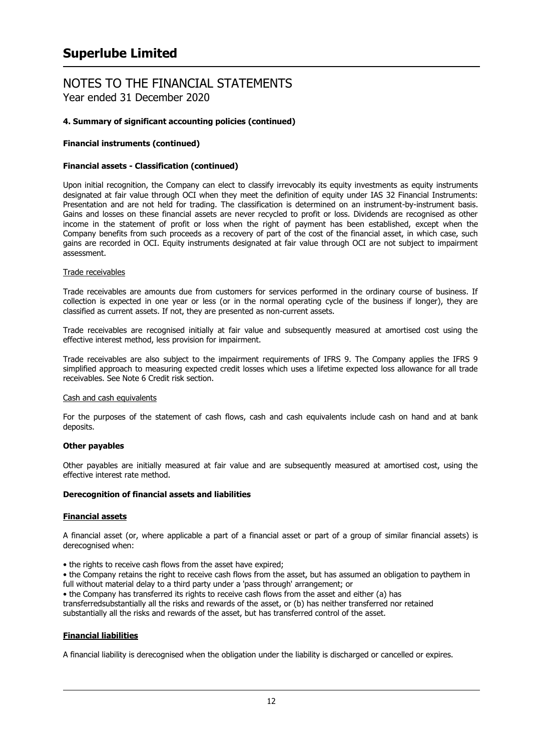# Superlube Limited

## NOTES TO THE FINANCIAL STATEMENTS

Year ended 31 December 2020

**4. Summary of significant accounting policies (continued)**

**Financial instruments (continued)**

**Financial assets - Classification (continued)**

Upon initial recognition, the Company can elect to classify irrevocably its equity investments as equity instruments designated at fair value through OCI when they meet the definition of equity under IAS 32 Financial Instruments: Presentation and are not held for trading. The classification is determined on an instrument-by-instrument basis. Gains and losses on these financial assets are never recycled to profit or loss. Dividends are recognised as other income in the statement of profit or loss when the right of payment has been established, except when the Company benefits from such proceeds as a recovery of part of the cost of the financial asset, in which case, such gains are recorded in OCI. Equity instruments designated at fair value through OCI are not subject to impairment assessment.

Trade receivables

Trade receivables are amounts due from customers for services performed in the ordinary course of business. If collection is expected in one year or less (or in the normal operating cycle of the business if longer), they are classified as current assets. If not, they are presented as non-current assets.

Trade receivables are recognised initially at fair value and subsequently measured at amortised cost using the effective interest method, less provision for impairment.

Trade receivables are also subject to the impairment requirements of IFRS 9. The Company applies the IFRS 9 simplified approach to measuring expected credit losses which uses a lifetime expected loss allowance for all trade receivables. See Note 6 Credit risk section.

Cash and cash equivalents

For the purposes of the statement of cash flows, cash and cash equivalents include cash on hand and at bank deposits.

**Other payables**

Other payables are initially measured at fair value and are subsequently measured at amortised cost, using the effective interest rate method.

**Derecognition of financial assets and liabilities**

**Financial assets**

A financial asset (or, where applicable a part of a financial asset or part of a group of similar financial assets) is derecognised when:

- the rights to receive cash flows from the asset have expired;
- the Company retains the right to receive cash flows from the asset, but has assumed an obligation to paythem in full without material delay to a third party under a 'pass through' arrangement; or
- the Company has transferred its rights to receive cash flows from the asset and either (a) has transferredsubstantially all the risks and rewards of the asset, or (b) has neither transferred nor retained substantially all the risks and rewards of the asset, but has transferred control of the asset.

**Financial liabilities**

A financial liability is derecognised when the obligation under the liability is discharged or cancelled or expires.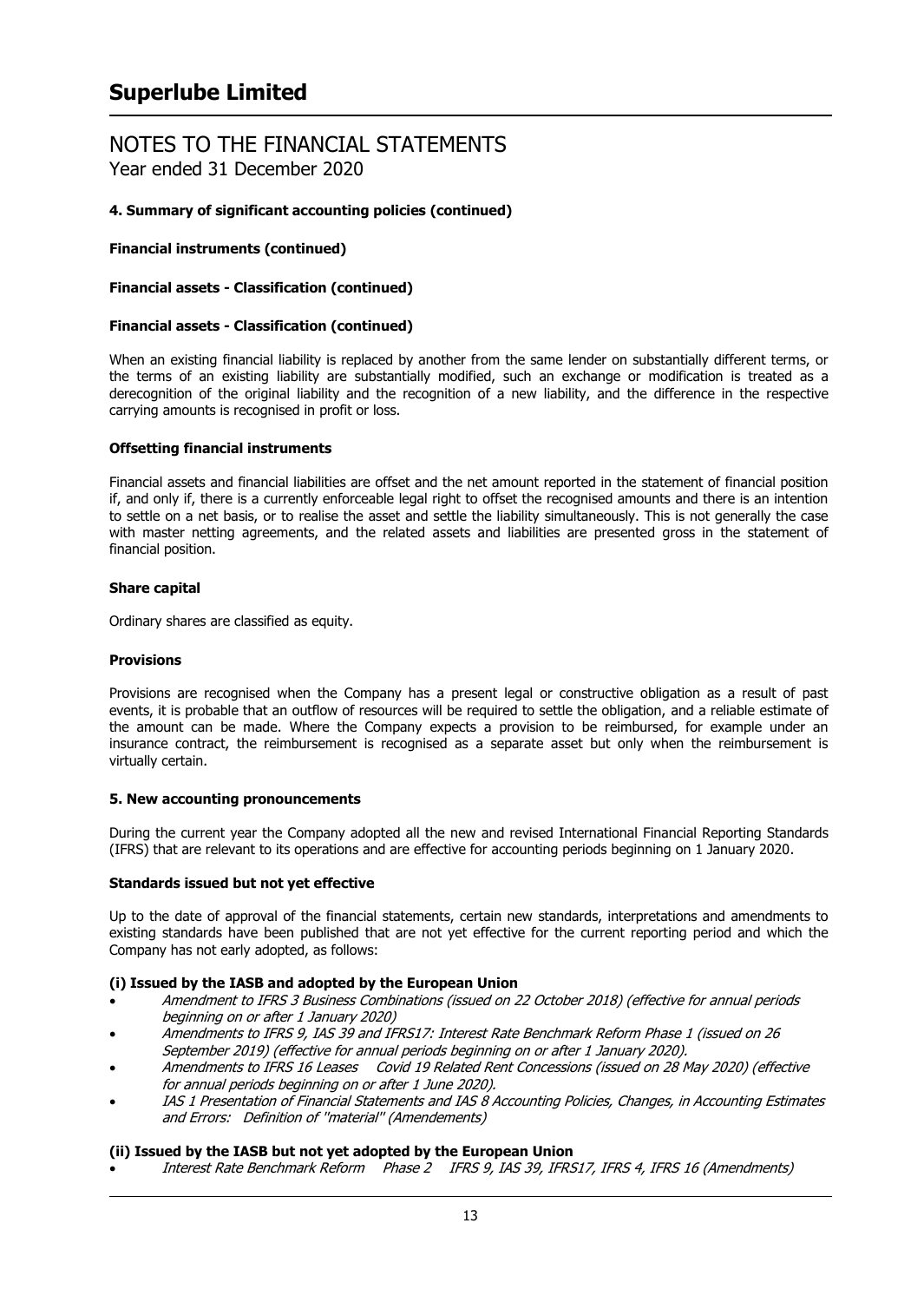# Superlube Limited

## NOTES TO THE FINANCIAL STATEMENTS
Year ended 31 December 2020

**4. Summary of significant accounting policies (continued)**

**Financial instruments (continued)**

**Financial assets - Classification (continued)**

**Financial assets - Classification (continued)**

When an existing financial liability is replaced by another from the same lender on substantially different terms, or the terms of an existing liability are substantially modified, such an exchange or modification is treated as a derecognition of the original liability and the recognition of a new liability, and the difference in the respective carrying amounts is recognised in profit or loss.

**Offsetting financial instruments**

Financial assets and financial liabilities are offset and the net amount reported in the statement of financial position if, and only if, there is a currently enforceable legal right to offset the recognised amounts and there is an intention to settle on a net basis, or to realise the asset and settle the liability simultaneously. This is not generally the case with master netting agreements, and the related assets and liabilities are presented gross in the statement of financial position.

**Share capital**

Ordinary shares are classified as equity.

**Provisions**

Provisions are recognised when the Company has a present legal or constructive obligation as a result of past events, it is probable that an outflow of resources will be required to settle the obligation, and a reliable estimate of the amount can be made. Where the Company expects a provision to be reimbursed, for example under an insurance contract, the reimbursement is recognised as a separate asset but only when the reimbursement is virtually certain.

**5. New accounting pronouncements**

During the current year the Company adopted all the new and revised International Financial Reporting Standards (IFRS) that are relevant to its operations and are effective for accounting periods beginning on 1 January 2020.

**Standards issued but not yet effective**

Up to the date of approval of the financial statements, certain new standards, interpretations and amendments to existing standards have been published that are not yet effective for the current reporting period and which the Company has not early adopted, as follows:

**(i) Issued by the IASB and adopted by the European Union**

- *Amendment to IFRS 3 Business Combinations (issued on 22 October 2018) (effective for annual periods beginning on or after 1 January 2020)*
- *Amendments to IFRS 9, IAS 39 and IFRS17: Interest Rate Benchmark Reform Phase 1 (issued on 26 September 2019) (effective for annual periods beginning on or after 1 January 2020).*
- *Amendments to IFRS 16 Leases Covid 19 Related Rent Concessions (issued on 28 May 2020) (effective for annual periods beginning on or after 1 June 2020).*
- *IAS 1 Presentation of Financial Statements and IAS 8 Accounting Policies, Changes, in Accounting Estimates and Errors: Definition of "material" (Amendements)*

**(ii) Issued by the IASB but not yet adopted by the European Union**

- *Interest Rate Benchmark Reform Phase 2 IFRS 9, IAS 39, IFRS17, IFRS 4, IFRS 16 (Amendments)*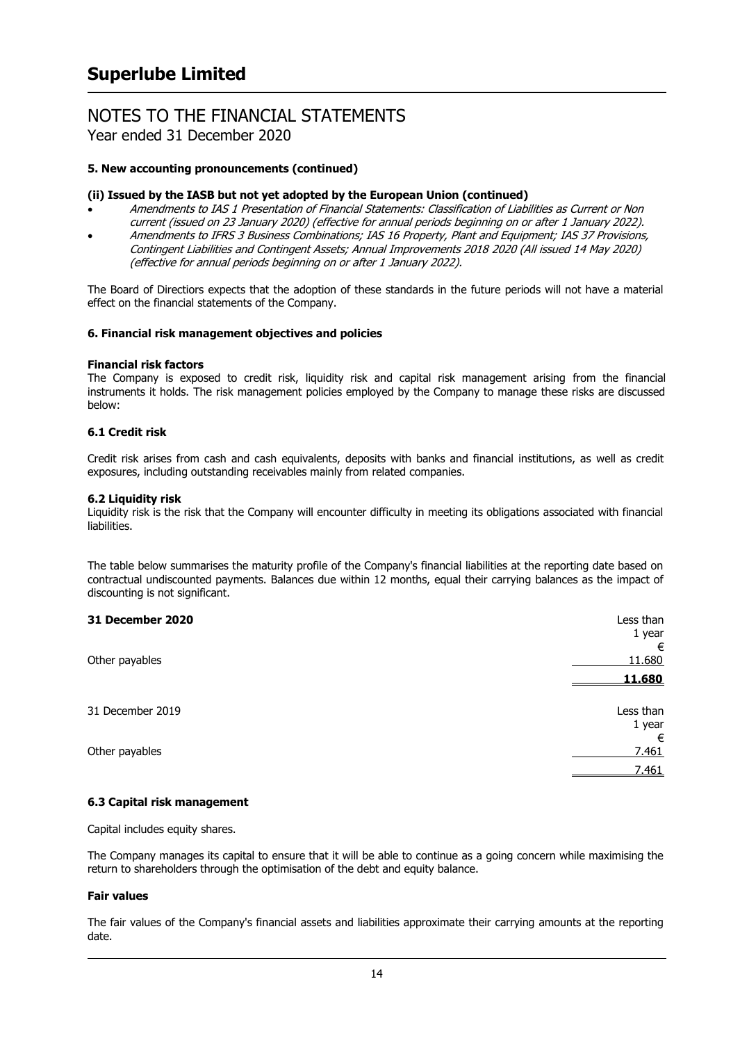# Superlube Limited

## NOTES TO THE FINANCIAL STATEMENTS

Year ended 31 December 2020

### 5. New accounting pronouncements (continued)

#### (ii) Issued by the IASB but not yet adopted by the European Union (continued)

- *Amendments to IAS 1 Presentation of Financial Statements: Classification of Liabilities as Current or Non current (issued on 23 January 2020) (effective for annual periods beginning on or after 1 January 2022).*
- *Amendments to IFRS 3 Business Combinations; IAS 16 Property, Plant and Equipment; IAS 37 Provisions, Contingent Liabilities and Contingent Assets; Annual Improvements 2018 2020 (All issued 14 May 2020) (effective for annual periods beginning on or after 1 January 2022).*

The Board of Directiors expects that the adoption of these standards in the future periods will not have a material effect on the financial statements of the Company.

### 6. Financial risk management objectives and policies

**Financial risk factors**

The Company is exposed to credit risk, liquidity risk and capital risk management arising from the financial instruments it holds. The risk management policies employed by the Company to manage these risks are discussed below:

**6.1 Credit risk**

Credit risk arises from cash and cash equivalents, deposits with banks and financial institutions, as well as credit exposures, including outstanding receivables mainly from related companies.

**6.2 Liquidity risk**

Liquidity risk is the risk that the Company will encounter difficulty in meeting its obligations associated with financial liabilities.

The table below summarises the maturity profile of the Company's financial liabilities at the reporting date based on contractual undiscounted payments. Balances due within 12 months, equal their carrying balances as the impact of discounting is not significant.

| **31 December 2020** | Less than 1 year € |
|---|---|
| Other payables | 11.680 |
| | **11.680** |

| 31 December 2019 | Less than 1 year € |
|---|---|
| Other payables | 7.461 |
| | 7.461 |

**6.3 Capital risk management**

Capital includes equity shares.

The Company manages its capital to ensure that it will be able to continue as a going concern while maximising the return to shareholders through the optimisation of the debt and equity balance.

**Fair values**

The fair values of the Company's financial assets and liabilities approximate their carrying amounts at the reporting date.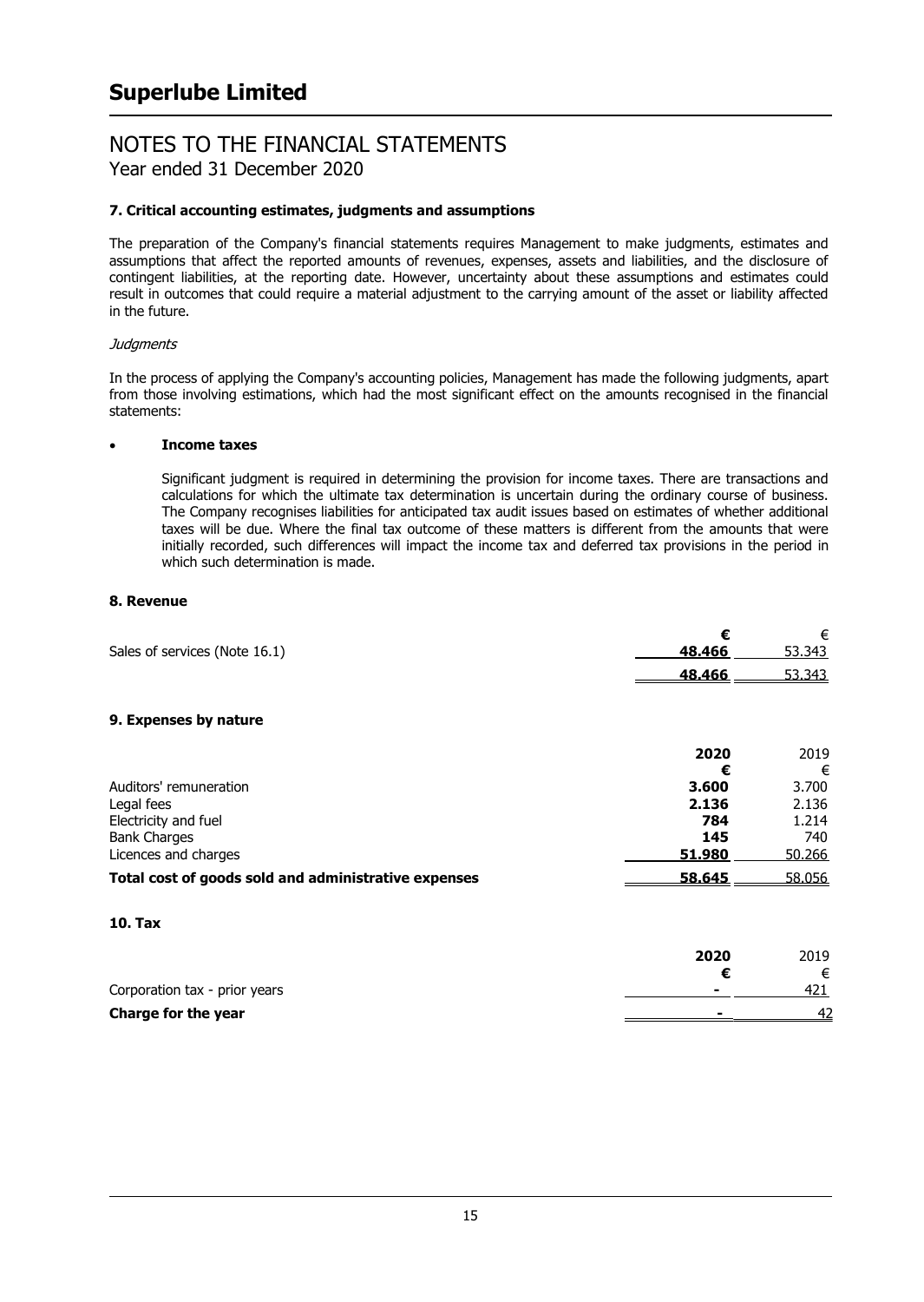# Superlube Limited

## NOTES TO THE FINANCIAL STATEMENTS
Year ended 31 December 2020

### 7. Critical accounting estimates, judgments and assumptions

The preparation of the Company's financial statements requires Management to make judgments, estimates and assumptions that affect the reported amounts of revenues, expenses, assets and liabilities, and the disclosure of contingent liabilities, at the reporting date. However, uncertainty about these assumptions and estimates could result in outcomes that could require a material adjustment to the carrying amount of the asset or liability affected in the future.

*Judgments*

In the process of applying the Company's accounting policies, Management has made the following judgments, apart from those involving estimations, which had the most significant effect on the amounts recognised in the financial statements:

- **Income taxes**

  Significant judgment is required in determining the provision for income taxes. There are transactions and calculations for which the ultimate tax determination is uncertain during the ordinary course of business. The Company recognises liabilities for anticipated tax audit issues based on estimates of whether additional taxes will be due. Where the final tax outcome of these matters is different from the amounts that were initially recorded, such differences will impact the income tax and deferred tax provisions in the period in which such determination is made.

### 8. Revenue

| | € | € |
|---|---|---|
| Sales of services (Note 16.1) | **48.466** | 53.343 |
| | **48.466** | 53.343 |

### 9. Expenses by nature

| | 2020 | 2019 |
|---|---|---|
| | € | € |
| Auditors' remuneration | **3.600** | 3.700 |
| Legal fees | **2.136** | 2.136 |
| Electricity and fuel | **784** | 1.214 |
| Bank Charges | **145** | 740 |
| Licences and charges | **51.980** | 50.266 |
| **Total cost of goods sold and administrative expenses** | **58.645** | 58.056 |

### 10. Tax

| | 2020 | 2019 |
|---|---|---|
| | € | € |
| Corporation tax - prior years | **-** | 421 |
| **Charge for the year** | **-** | 42 |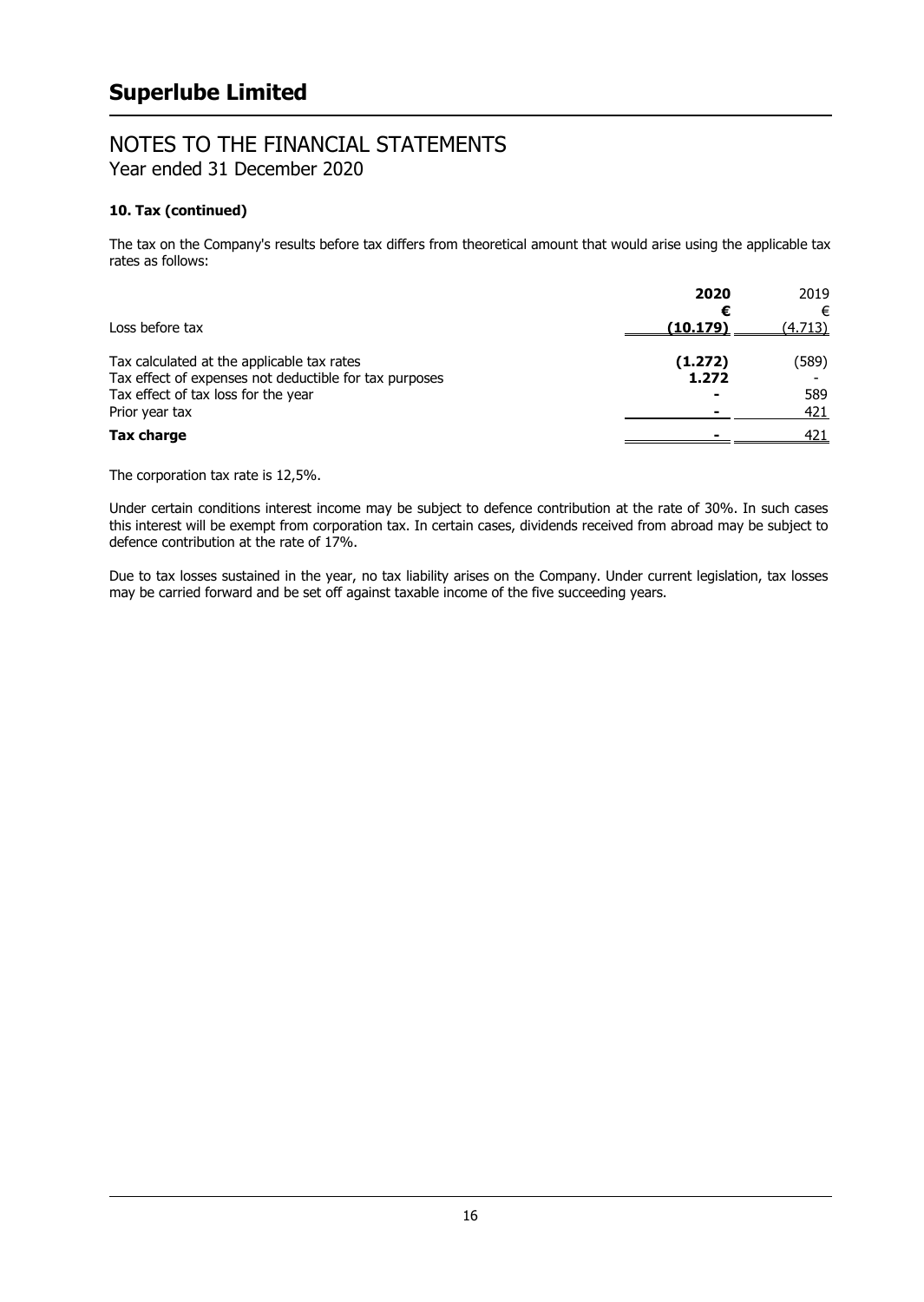# Superlube Limited

## NOTES TO THE FINANCIAL STATEMENTS
Year ended 31 December 2020

### 10. Tax (continued)

The tax on the Company's results before tax differs from theoretical amount that would arise using the applicable tax rates as follows:

| | **2020** | 2019 |
|---|---|---|
| | **€** | € |
| Loss before tax | **(10.179)** | (4.713) |
| Tax calculated at the applicable tax rates | **(1.272)** | (589) |
| Tax effect of expenses not deductible for tax purposes | **1.272** | - |
| Tax effect of tax loss for the year | **-** | 589 |
| Prior year tax | **-** | 421 |
| **Tax charge** | **-** | 421 |

The corporation tax rate is 12,5%.

Under certain conditions interest income may be subject to defence contribution at the rate of 30%. In such cases this interest will be exempt from corporation tax. In certain cases, dividends received from abroad may be subject to defence contribution at the rate of 17%.

Due to tax losses sustained in the year, no tax liability arises on the Company. Under current legislation, tax losses may be carried forward and be set off against taxable income of the five succeeding years.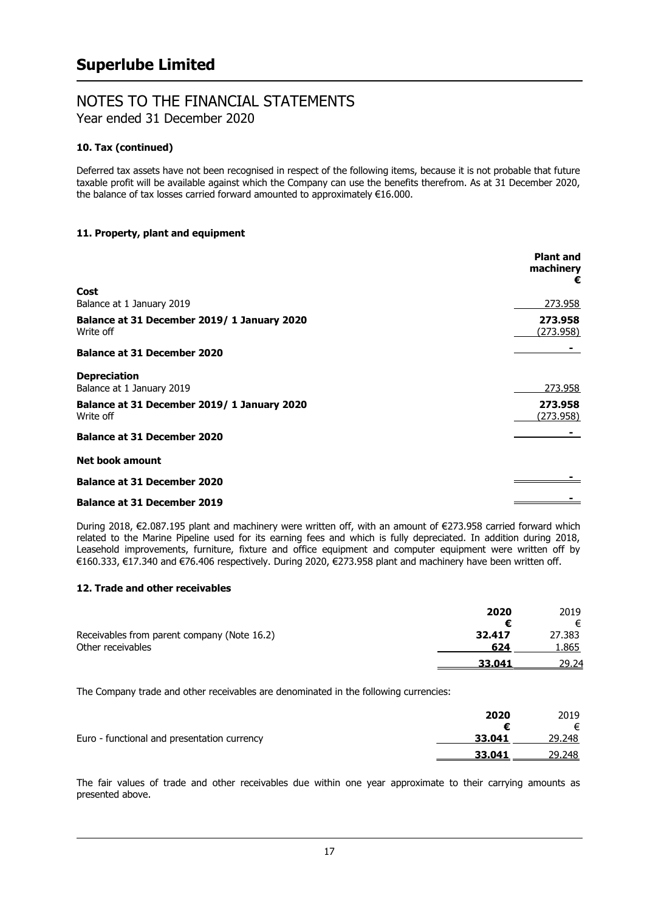# Superlube Limited

## NOTES TO THE FINANCIAL STATEMENTS

Year ended 31 December 2020

### 10. Tax (continued)

Deferred tax assets have not been recognised in respect of the following items, because it is not probable that future taxable profit will be available against which the Company can use the benefits therefrom. As at 31 December 2020, the balance of tax losses carried forward amounted to approximately €16.000.

### 11. Property, plant and equipment

| | **Plant and machinery €** |
|---|---|
| **Cost** | |
| Balance at 1 January 2019 | 273.958 |
| **Balance at 31 December 2019/ 1 January 2020** | **273.958** |
| Write off | (273.958) |
| **Balance at 31 December 2020** | **-** |
| **Depreciation** | |
| Balance at 1 January 2019 | 273.958 |
| **Balance at 31 December 2019/ 1 January 2020** | **273.958** |
| Write off | (273.958) |
| **Balance at 31 December 2020** | **-** |
| **Net book amount** | |
| **Balance at 31 December 2020** | **-** |
| **Balance at 31 December 2019** | **-** |

During 2018, €2.087.195 plant and machinery were written off, with an amount of €273.958 carried forward which related to the Marine Pipeline used for its earning fees and which is fully depreciated. In addition during 2018, Leasehold improvements, furniture, fixture and office equipment and computer equipment were written off by €160.333, €17.340 and €76.406 respectively. During 2020, €273.958 plant and machinery have been written off.

### 12. Trade and other receivables

| | **2020 €** | 2019 € |
|---|---|---|
| Receivables from parent company (Note 16.2) | **32.417** | 27.383 |
| Other receivables | **624** | 1.865 |
| | **33.041** | 29.24 |

The Company trade and other receivables are denominated in the following currencies:

| | **2020 €** | 2019 € |
|---|---|---|
| Euro - functional and presentation currency | **33.041** | 29.248 |
| | **33.041** | 29.248 |

The fair values of trade and other receivables due within one year approximate to their carrying amounts as presented above.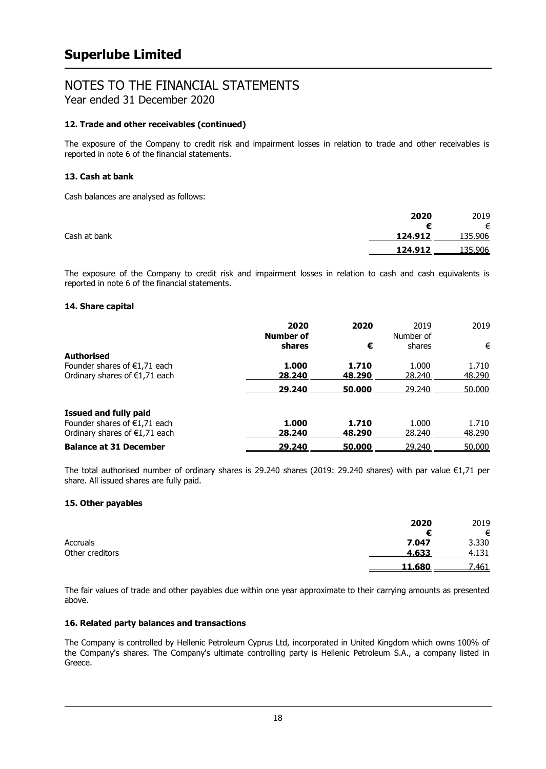# Superlube Limited

## NOTES TO THE FINANCIAL STATEMENTS
Year ended 31 December 2020

### 12. Trade and other receivables (continued)

The exposure of the Company to credit risk and impairment losses in relation to trade and other receivables is reported in note 6 of the financial statements.

### 13. Cash at bank

Cash balances are analysed as follows:

| | **2020** | 2019 |
|---|---|---|
| | **€** | € |
| Cash at bank | **124.912** | 135.906 |
| | **124.912** | 135.906 |

The exposure of the Company to credit risk and impairment losses in relation to cash and cash equivalents is reported in note 6 of the financial statements.

### 14. Share capital

| | **2020** | **2020** | 2019 | 2019 |
|---|---|---|---|---|
| | **Number of shares** | **€** | Number of shares | € |
| **Authorised** | | | | |
| Founder shares of €1,71 each | **1.000** | **1.710** | 1.000 | 1.710 |
| Ordinary shares of €1,71 each | **28.240** | **48.290** | 28.240 | 48.290 |
| | **29.240** | **50.000** | 29.240 | 50.000 |
| **Issued and fully paid** | | | | |
| Founder shares of €1,71 each | **1.000** | **1.710** | 1.000 | 1.710 |
| Ordinary shares of €1,71 each | **28.240** | **48.290** | 28.240 | 48.290 |
| **Balance at 31 December** | **29.240** | **50.000** | 29.240 | 50.000 |

The total authorised number of ordinary shares is 29.240 shares (2019: 29.240 shares) with par value €1,71 per share. All issued shares are fully paid.

### 15. Other payables

| | **2020** | 2019 |
|---|---|---|
| | **€** | € |
| Accruals | **7.047** | 3.330 |
| Other creditors | **4.633** | 4.131 |
| | **11.680** | 7.461 |

The fair values of trade and other payables due within one year approximate to their carrying amounts as presented above.

### 16. Related party balances and transactions

The Company is controlled by Hellenic Petroleum Cyprus Ltd, incorporated in United Kingdom which owns 100% of the Company's shares. The Company's ultimate controlling party is Hellenic Petroleum S.A., a company listed in Greece.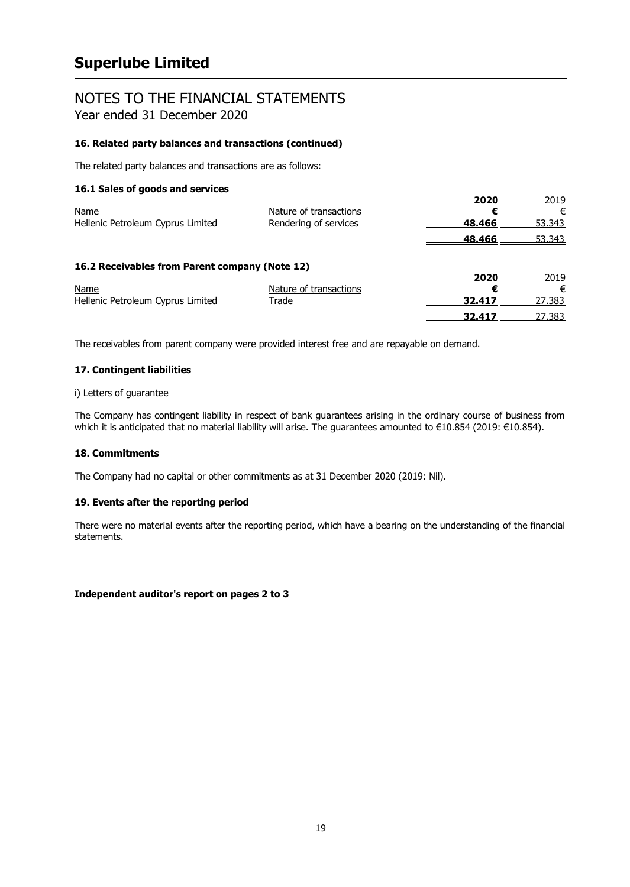# Superlube Limited

## NOTES TO THE FINANCIAL STATEMENTS
Year ended 31 December 2020

### 16. Related party balances and transactions (continued)

The related party balances and transactions are as follows:

#### 16.1 Sales of goods and services

| Name | Nature of transactions | 2020 € | 2019 € |
|---|---|---|---|
| Hellenic Petroleum Cyprus Limited | Rendering of services | **48.466** | 53.343 |
| | | **48.466** | 53.343 |

#### 16.2 Receivables from Parent company (Note 12)

| Name | Nature of transactions | 2020 € | 2019 € |
|---|---|---|---|
| Hellenic Petroleum Cyprus Limited | Trade | **32.417** | 27.383 |
| | | **32.417** | 27.383 |

The receivables from parent company were provided interest free and are repayable on demand.

### 17. Contingent liabilities

i) Letters of guarantee

The Company has contingent liability in respect of bank guarantees arising in the ordinary course of business from which it is anticipated that no material liability will arise. The guarantees amounted to €10.854 (2019: €10.854).

### 18. Commitments

The Company had no capital or other commitments as at 31 December 2020 (2019: Nil).

### 19. Events after the reporting period

There were no material events after the reporting period, which have a bearing on the understanding of the financial statements.

**Independent auditor's report on pages 2 to 3**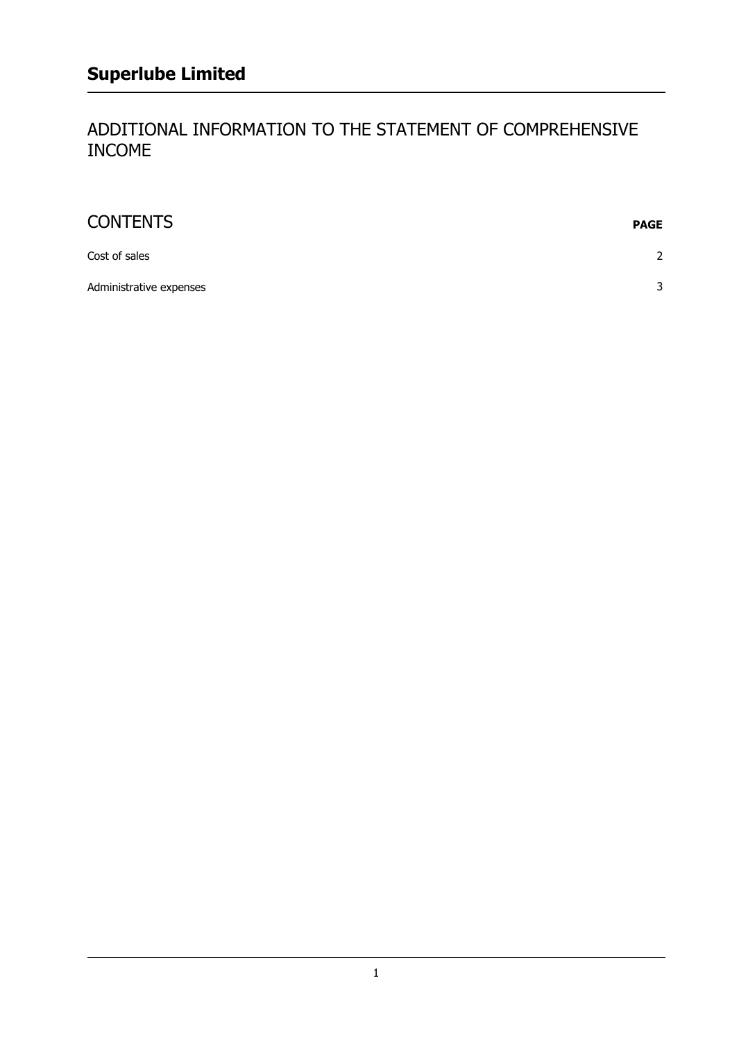# Superlube Limited

## ADDITIONAL INFORMATION TO THE STATEMENT OF COMPREHENSIVE INCOME

| CONTENTS | PAGE |
| --- | --- |
| Cost of sales | 2 |
| Administrative expenses | 3 |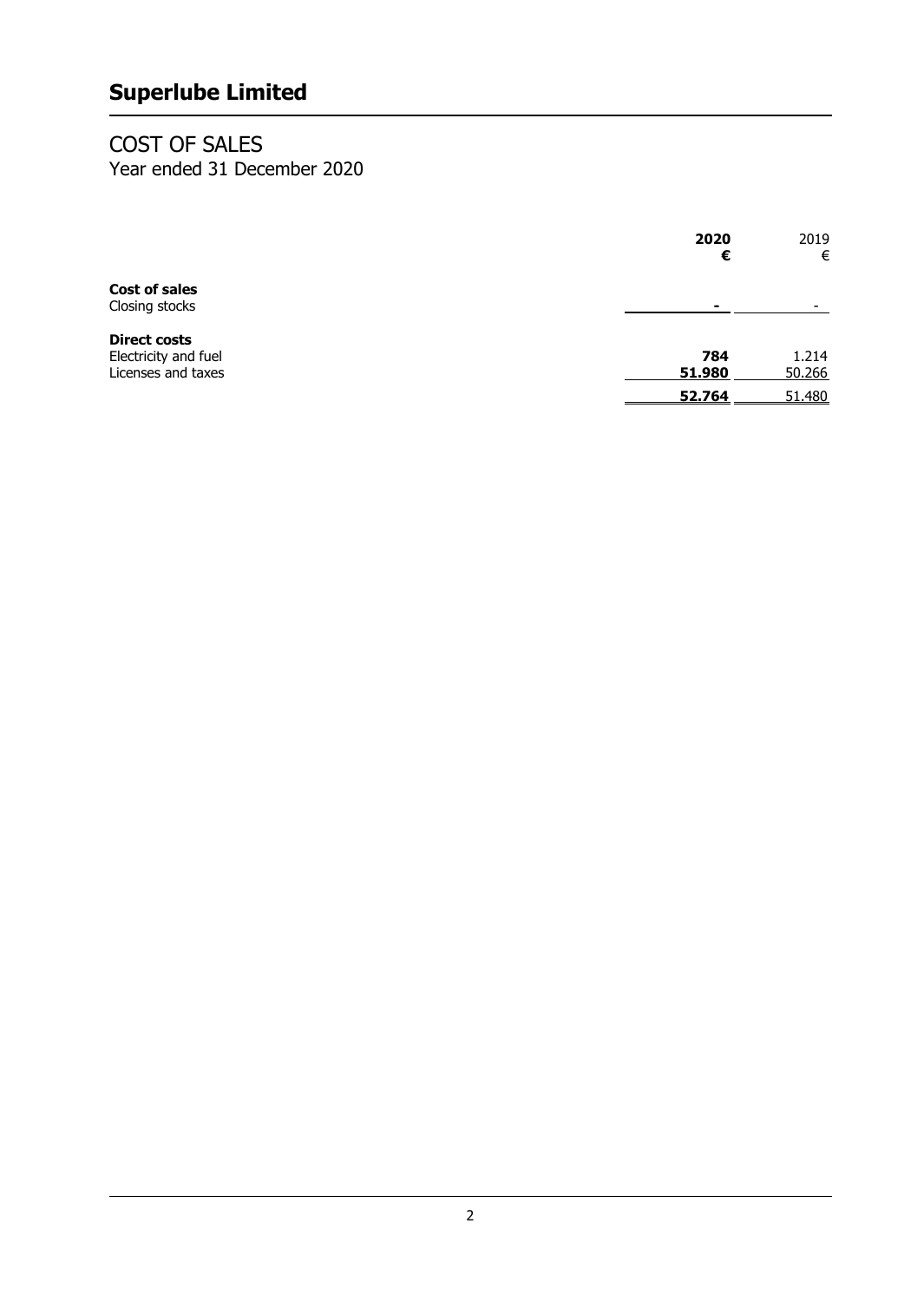# Superlube Limited

## COST OF SALES
Year ended 31 December 2020

| | **2020** | 2019 |
|---|---|---|
| | **€** | € |
| **Cost of sales** | | |
| Closing stocks | **-** | - |
| **Direct costs** | | |
| Electricity and fuel | **784** | 1.214 |
| Licenses and taxes | **51.980** | 50.266 |
| | **52.764** | 51.480 |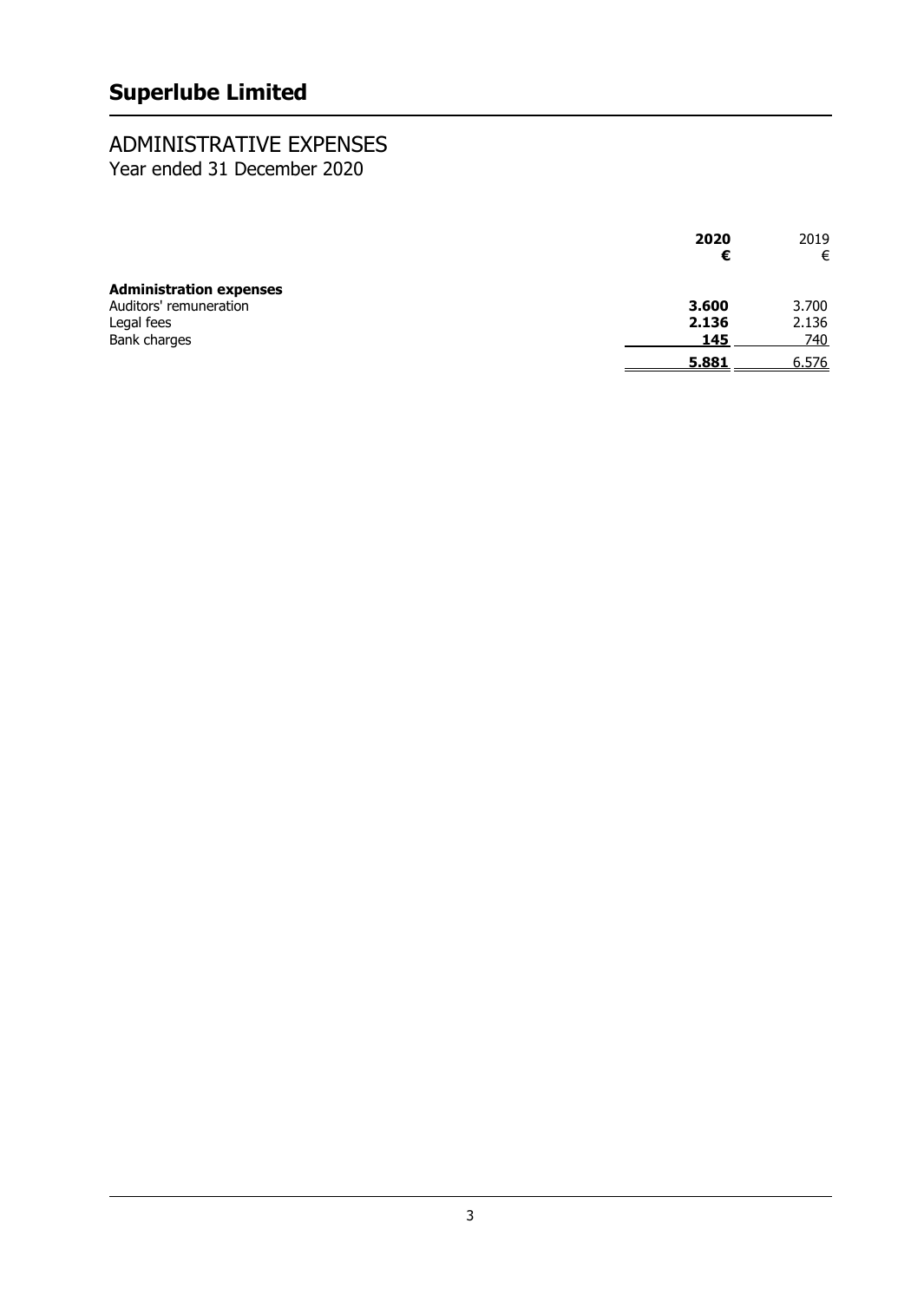# Superlube Limited

## ADMINISTRATIVE EXPENSES

Year ended 31 December 2020

| | **2020** | 2019 |
|---|---|---|
| | **€** | € |
| **Administration expenses** | | |
| Auditors' remuneration | **3.600** | 3.700 |
| Legal fees | **2.136** | 2.136 |
| Bank charges | **145** | 740 |
| | **5.881** | 6.576 |